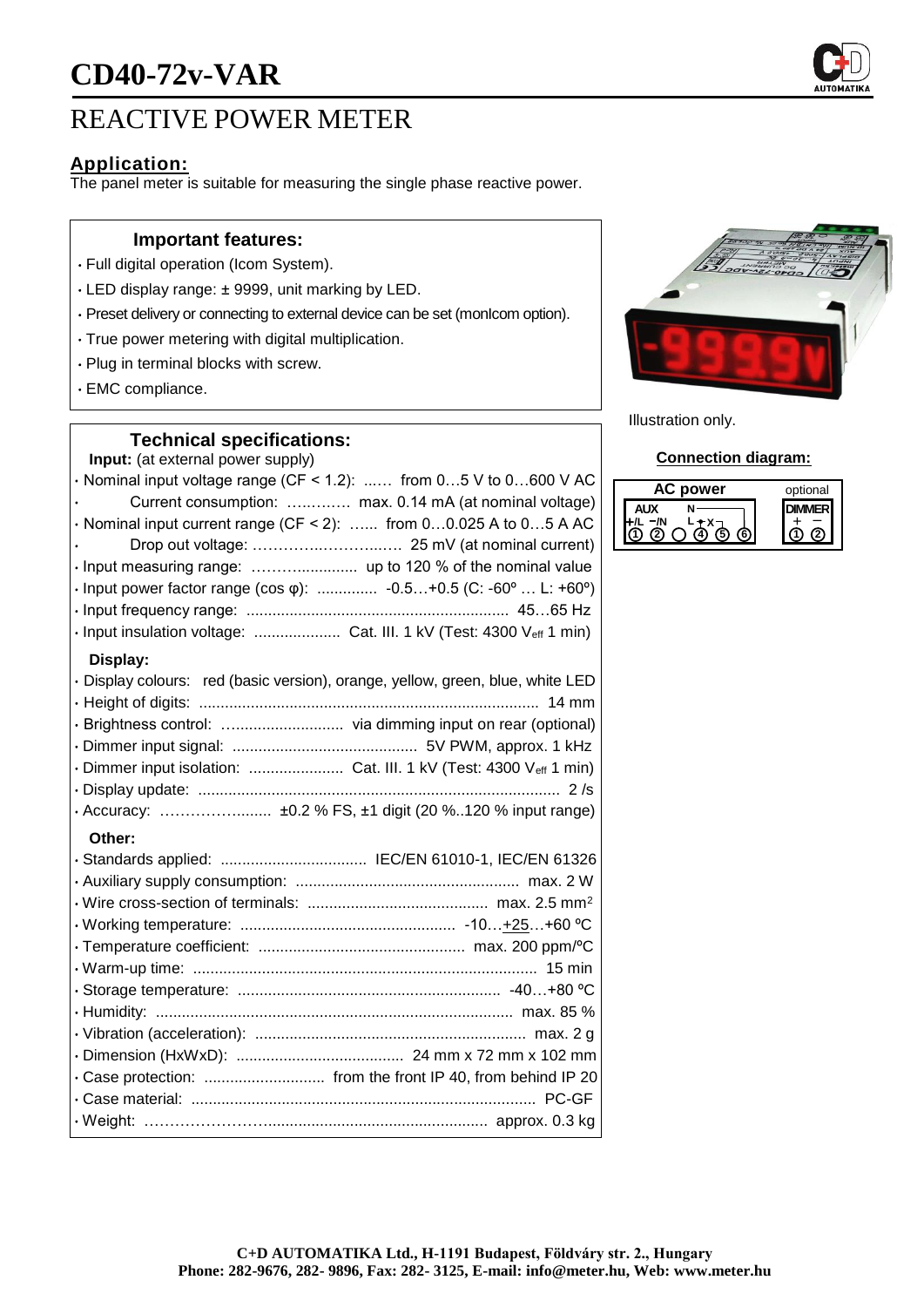# CD40-72v-VAR

## REACTIVE POWER METER

### Application:

The panel meter is suitable for measuring the single phase reactive power.

### Important features:

- Full digital operation (Icom System).
- LED display range: ± 9999, unit marking by LED.
- Preset delivery or connecting to external device can be set (monIcom option).
- True power metering with digital multiplication.
- Plug in terminal blocks with screw.
- EMC compliance.

Illustration only.

### Connection diagram:

AC power — AUX (+/L, −/N) ① ② ○ N, L, ← X ④ ⑤ ⑥ ; optional DIMMER + − ① ②

### Technical specifications:

**Input:** (at external power supply)

- Nominal input voltage range (CF < 1.2): ...... from 0…5 V to 0…600 V AC
- Current consumption: ............ max. 0.14 mA (at nominal voltage)
- Nominal input current range (CF < 2): ...... from 0…0.025 A to 0…5 A AC
- Drop out voltage: ........................ 25 mV (at nominal current)
- Input measuring range: .................... up to 120 % of the nominal value
- Input power factor range (cos φ): .............. -0.5…+0.5 (C: -60º … L: +60º)
- Input frequency range: ................................ 45…65 Hz
- Input insulation voltage: .................... Cat. III. 1 kV (Test: 4300 $V_{eff}$ 1 min)

**Display:**

- Display colours: red (basic version), orange, yellow, green, blue, white LED
- Height of digits: ................................ 14 mm
- Brightness control: ............................ via dimming input on rear (optional)
- Dimmer input signal: ................................ 5V PWM, approx. 1 kHz
- Dimmer input isolation: ...................... Cat. III. 1 kV (Test: 4300 $V_{eff}$ 1 min)
- Display update: ................................ 2 /s
- Accuracy: ...................... ±0.2 % FS, ±1 digit (20 %..120 % input range)

**Other:**

- Standards applied: .................................. IEC/EN 61010-1, IEC/EN 61326
- Auxiliary supply consumption: .................................. max. 2 W
- Wire cross-section of terminals: .................................. max. 2.5 mm²
- Working temperature: .................................. -10…+25…+60 ºC
- Temperature coefficient: .................................. max. 200 ppm/ºC
- Warm-up time: .................................. 15 min
- Storage temperature: .................................. -40…+80 ºC
- Humidity: .................................. max. 85 %
- Vibration (acceleration): .................................. max. 2 g
- Dimension (HxWxD): .................................. 24 mm x 72 mm x 102 mm
- Case protection: ............................ from the front IP 40, from behind IP 20
- Case material: .................................. PC-GF
- Weight: .................................. approx. 0.3 kg

**C+D AUTOMATIKA Ltd., H-1191 Budapest, Földváry str. 2., Hungary**
**Phone: 282-9676, 282- 9896, Fax: 282- 3125, E-mail: info@meter.hu, Web: www.meter.hu**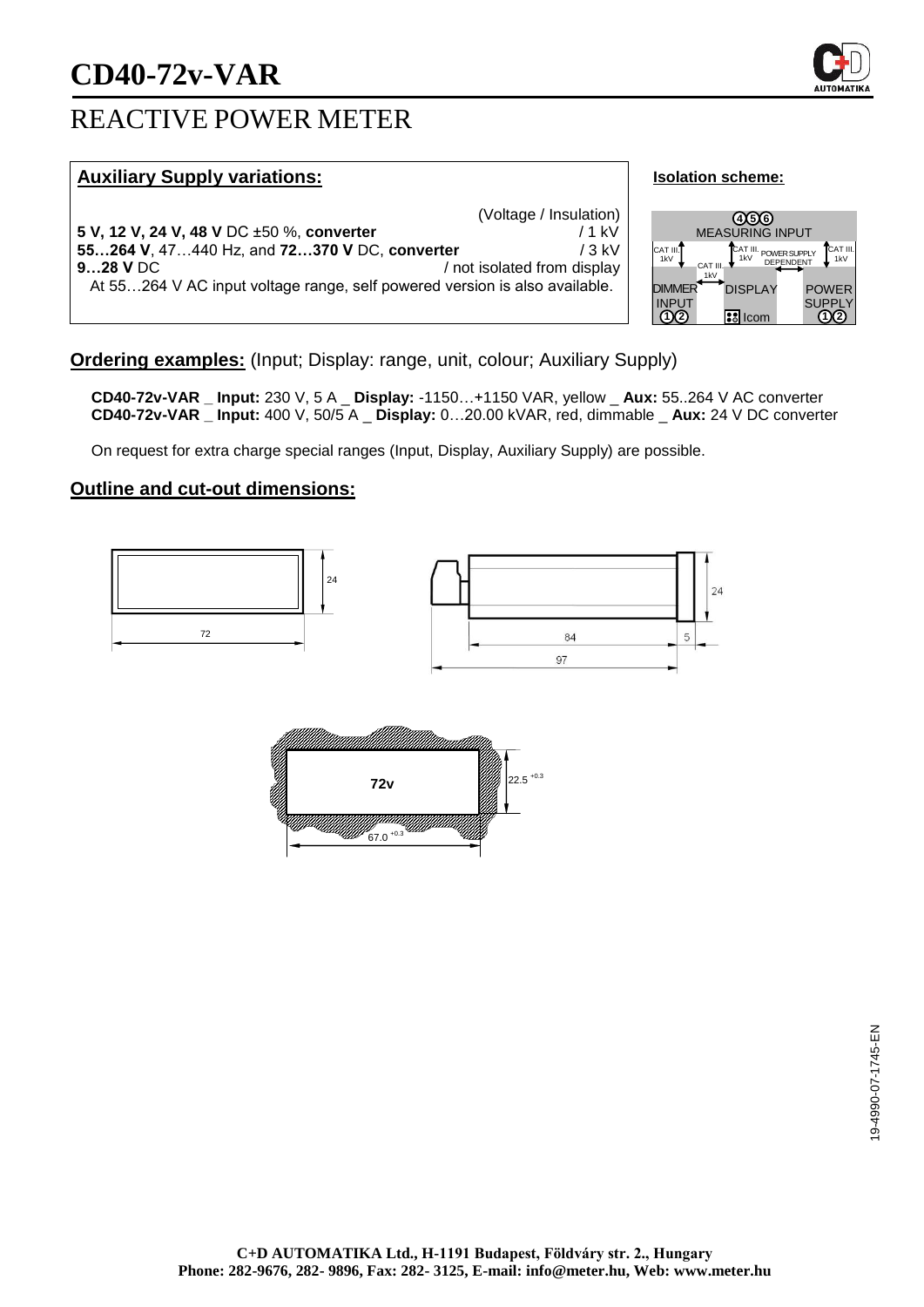# CD40-72v-VAR

## REACTIVE POWER METER

### Auxiliary Supply variations:

| | (Voltage / Insulation) |
|---|---|
| **5 V, 12 V, 24 V, 48 V** DC ±50 %, **converter** | / 1 kV |
| **55…264 V**, 47…440 Hz, and **72…370 V** DC, **converter** | / 3 kV |
| **9…28 V** DC | / not isolated from display |

At 55…264 V AC input voltage range, self powered version is also available.

### Isolation scheme:

④⑤⑥
MEASURING INPUT
CAT III. 1kV
CAT III. 1kV
CAT III. 1kV
POWER SUPPLY DEPENDENT
CAT III. 1kV
DIMMER INPUT ①②
DISPLAY
Icom
POWER SUPPLY ①②

### Ordering examples: (Input; Display: range, unit, colour; Auxiliary Supply)

**CD40-72v-VAR _ Input:** 230 V, 5 A _ **Display:** -1150…+1150 VAR, yellow _ **Aux:** 55..264 V AC converter
**CD40-72v-VAR _ Input:** 400 V, 50/5 A _ **Display:** 0…20.00 kVAR, red, dimmable _ **Aux:** 24 V DC converter

On request for extra charge special ranges (Input, Display, Auxiliary Supply) are possible.

### Outline and cut-out dimensions:

72
24
84
5
24
97

72v
22.5 +0.3
67.0 +0.3

**C+D AUTOMATIKA Ltd., H-1191 Budapest, Földváry str. 2., Hungary**
**Phone: 282-9676, 282- 9896, Fax: 282- 3125, E-mail: info@meter.hu, Web: www.meter.hu**

19-4990-07-1745-EN